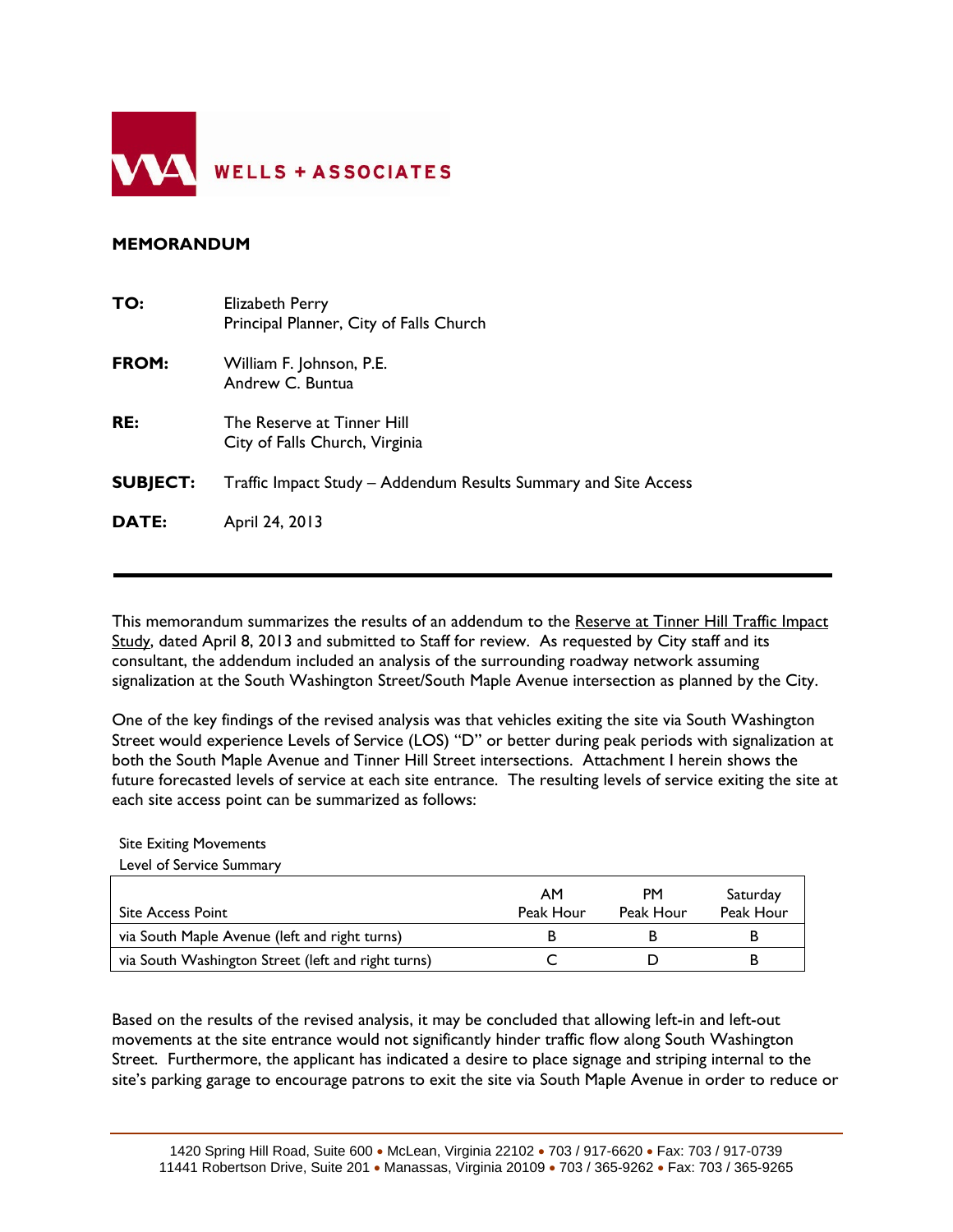WELLS + ASSOCIATES

**MEMORANDUM**

**TO:** Elizabeth Perry
Principal Planner, City of Falls Church

**FROM:** William F. Johnson, P.E.
Andrew C. Buntua

**RE:** The Reserve at Tinner Hill
City of Falls Church, Virginia

**SUBJECT:** Traffic Impact Study – Addendum Results Summary and Site Access

**DATE:** April 24, 2013

---

This memorandum summarizes the results of an addendum to the Reserve at Tinner Hill Traffic Impact Study, dated April 8, 2013 and submitted to Staff for review. As requested by City staff and its consultant, the addendum included an analysis of the surrounding roadway network assuming signalization at the South Washington Street/South Maple Avenue intersection as planned by the City.

One of the key findings of the revised analysis was that vehicles exiting the site via South Washington Street would experience Levels of Service (LOS) "D" or better during peak periods with signalization at both the South Maple Avenue and Tinner Hill Street intersections. Attachment I herein shows the future forecasted levels of service at each site entrance. The resulting levels of service exiting the site at each site access point can be summarized as follows:

Site Exiting Movements
Level of Service Summary

| Site Access Point | AM Peak Hour | PM Peak Hour | Saturday Peak Hour |
|---|---|---|---|
| via South Maple Avenue (left and right turns) | B | B | B |
| via South Washington Street (left and right turns) | C | D | B |

Based on the results of the revised analysis, it may be concluded that allowing left-in and left-out movements at the site entrance would not significantly hinder traffic flow along South Washington Street. Furthermore, the applicant has indicated a desire to place signage and striping internal to the site's parking garage to encourage patrons to exit the site via South Maple Avenue in order to reduce or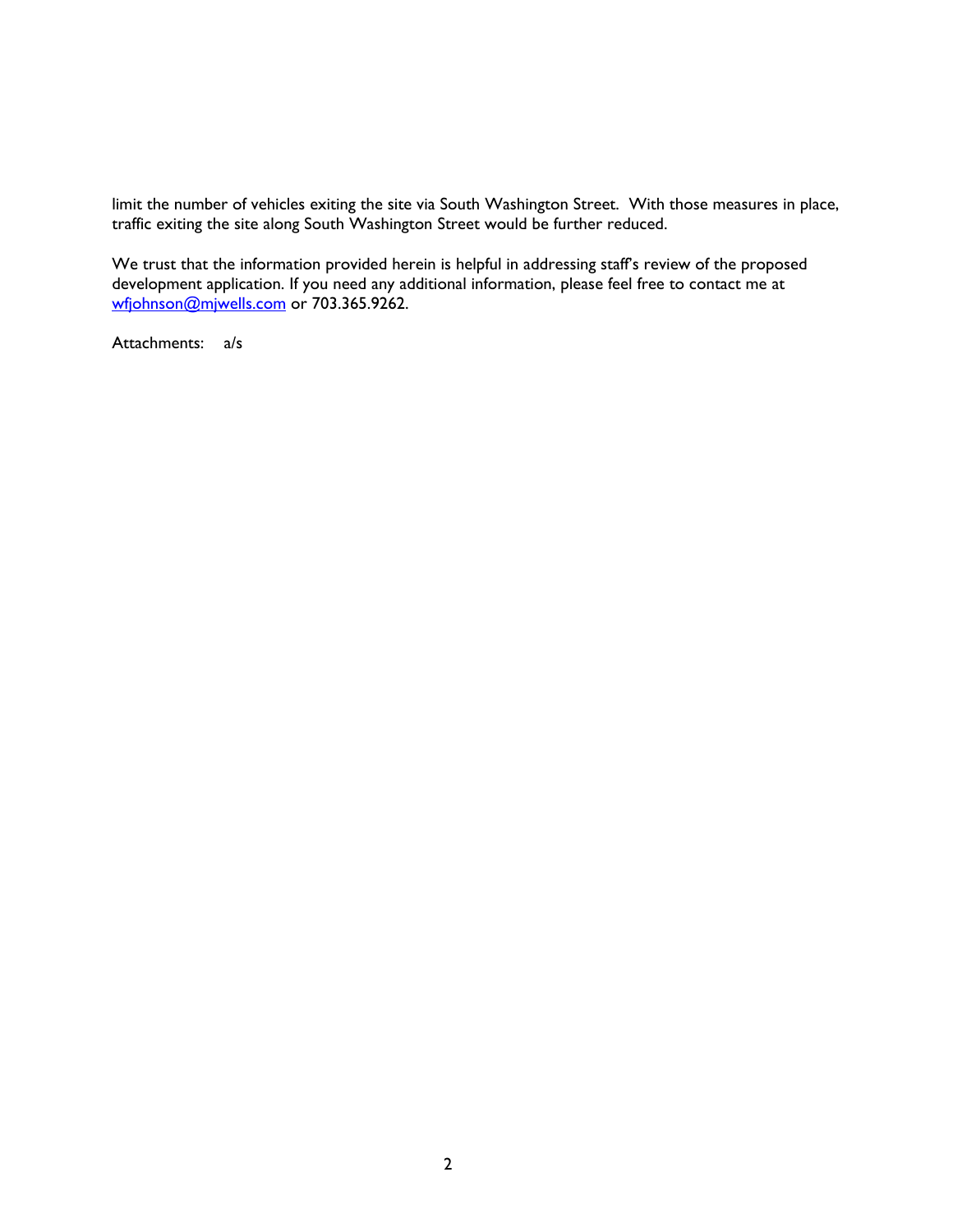limit the number of vehicles exiting the site via South Washington Street. With those measures in place, traffic exiting the site along South Washington Street would be further reduced.

We trust that the information provided herein is helpful in addressing staff's review of the proposed development application. If you need any additional information, please feel free to contact me at [wfjohnson@mjwells.com](mailto:wfjohnson@mjwells.com) or 703.365.9262.

Attachments: a/s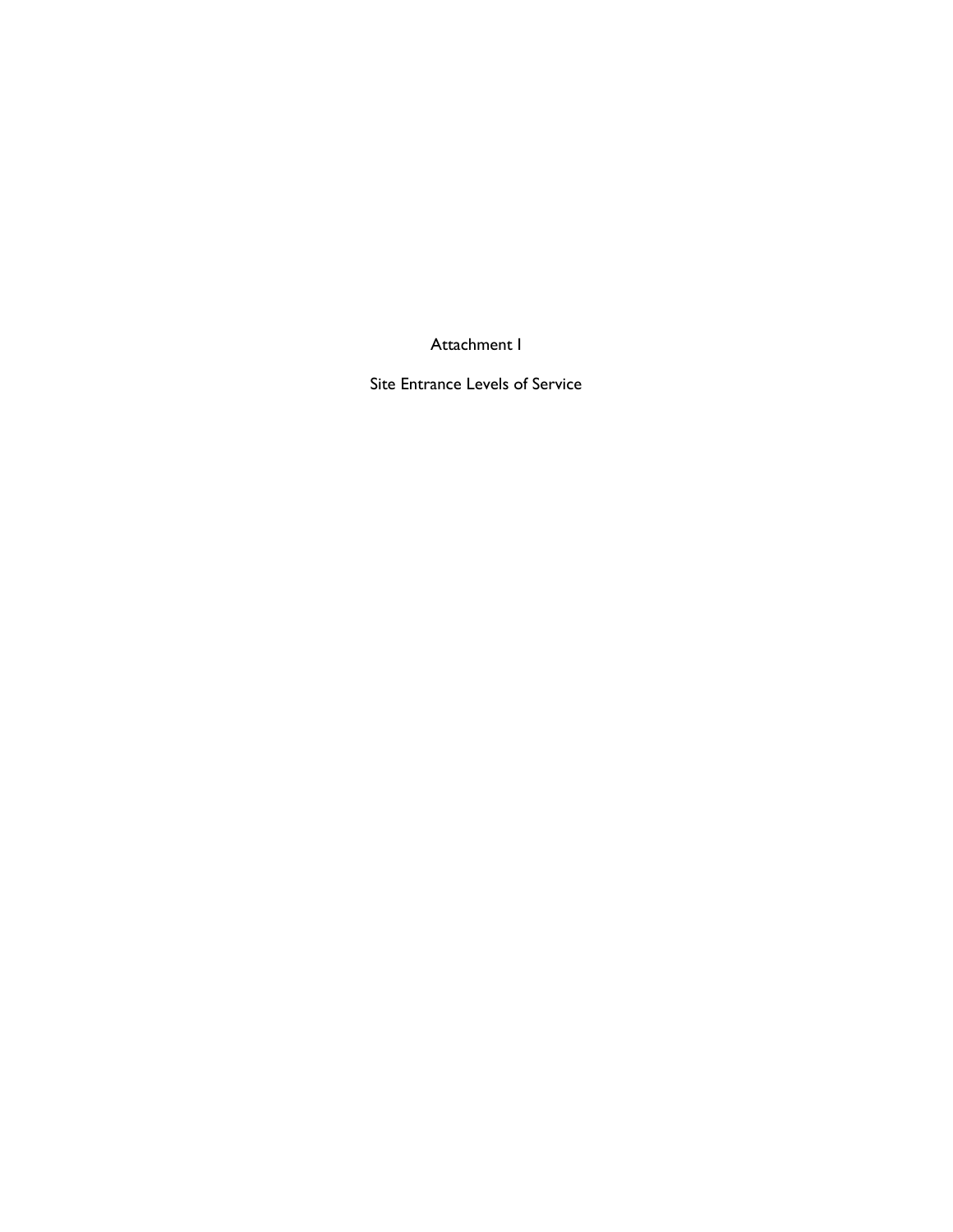# Attachment I

## Site Entrance Levels of Service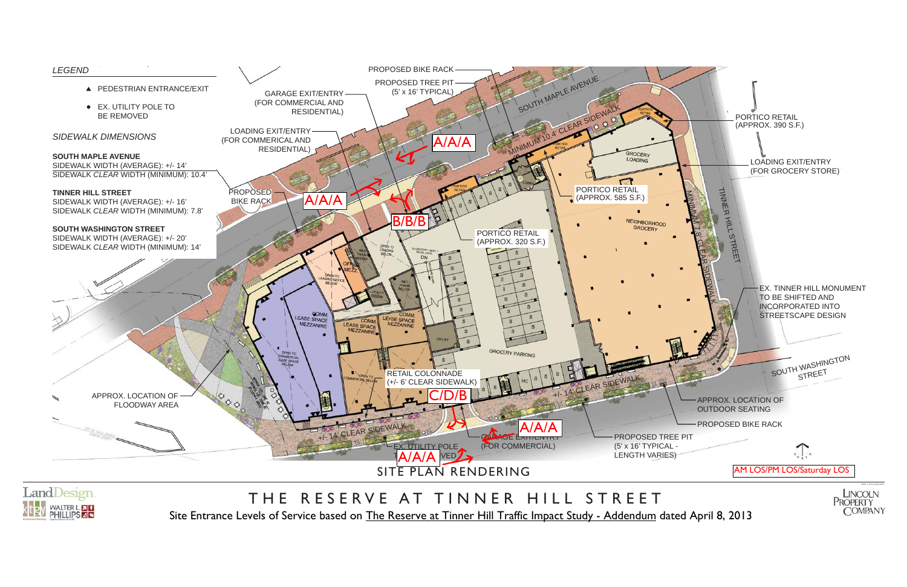*LEGEND*

- ▲ PEDESTRIAN ENTRANCE/EXIT
- ● EX. UTILITY POLE TO BE REMOVED

*SIDEWALK DIMENSIONS*

**SOUTH MAPLE AVENUE**
SIDEWALK WIDTH (AVERAGE): +/- 14'
SIDEWALK *CLEAR* WIDTH (MINIMUM): 10.4'

**TINNER HILL STREET**
SIDEWALK WIDTH (AVERAGE): +/- 16'
SIDEWALK *CLEAR* WIDTH (MINIMUM): 7.8'

**SOUTH WASHINGTON STREET**
SIDEWALK WIDTH (AVERAGE): +/- 20'
SIDEWALK *CLEAR* WIDTH (MINIMUM): 14'

GARAGE EXIT/ENTRY (FOR COMMERCIAL AND RESIDENTIAL)

LOADING EXIT/ENTRY (FOR COMMERICAL AND RESIDENTIAL)

PROPOSED BIKE RACK

PROPOSED TREE PIT (5' x 16' TYPICAL)

SOUTH MAPLE AVENUE

MINIMUM 10.4' CLEAR SIDEWALK

A/A/A

A/A/A

B/B/B

PORTICO RETAIL (APPROX. 390 S.F.)

LOADING EXIT/ENTRY (FOR GROCERY STORE)

PORTICO RETAIL (APPROX. 585 S.F.)

PORTICO RETAIL (APPROX. 320 S.F.)

GROCERY LOADING

NEIGHBORHOOD GROCERY

TINNER HILL STREET

MINIMUM 7.8' CLEAR SIDEWALK

EX. TINNER HILL MONUMENT TO BE SHIFTED AND INCORPORATED INTO STREETSCAPE DESIGN

SOUTH WASHINGTON STREET

COMM. LEASE SPACE MEZZANINE

GROCERY PARKING

RETAIL COLONNADE (+/- 6' CLEAR SIDEWALK)

C/D/B

+/- 14' CLEAR SIDEWALK

APPROX. LOCATION OF OUTDOOR SEATING

PROPOSED BIKE RACK

APPROX. LOCATION OF FLOODWAY AREA

+/- 14' CLEAR SIDEWALK

EX. UTILITY POLE TO BE REMOVED

A/A/A

GARAGE EXIT/ENTRY (FOR COMMERCIAL)

A/A/A

PROPOSED TREE PIT (5' x 16' TYPICAL - LENGTH VARIES)

SITE PLAN RENDERING

AM LOS/PM LOS/Saturday LOS

LandDesign.

WALTER L. PHILLIPS

# THE RESERVE AT TINNER HILL STREET

Site Entrance Levels of Service based on The Reserve at Tinner Hill Traffic Impact Study - Addendum dated April 8, 2013

LINCOLN PROPERTY COMPANY